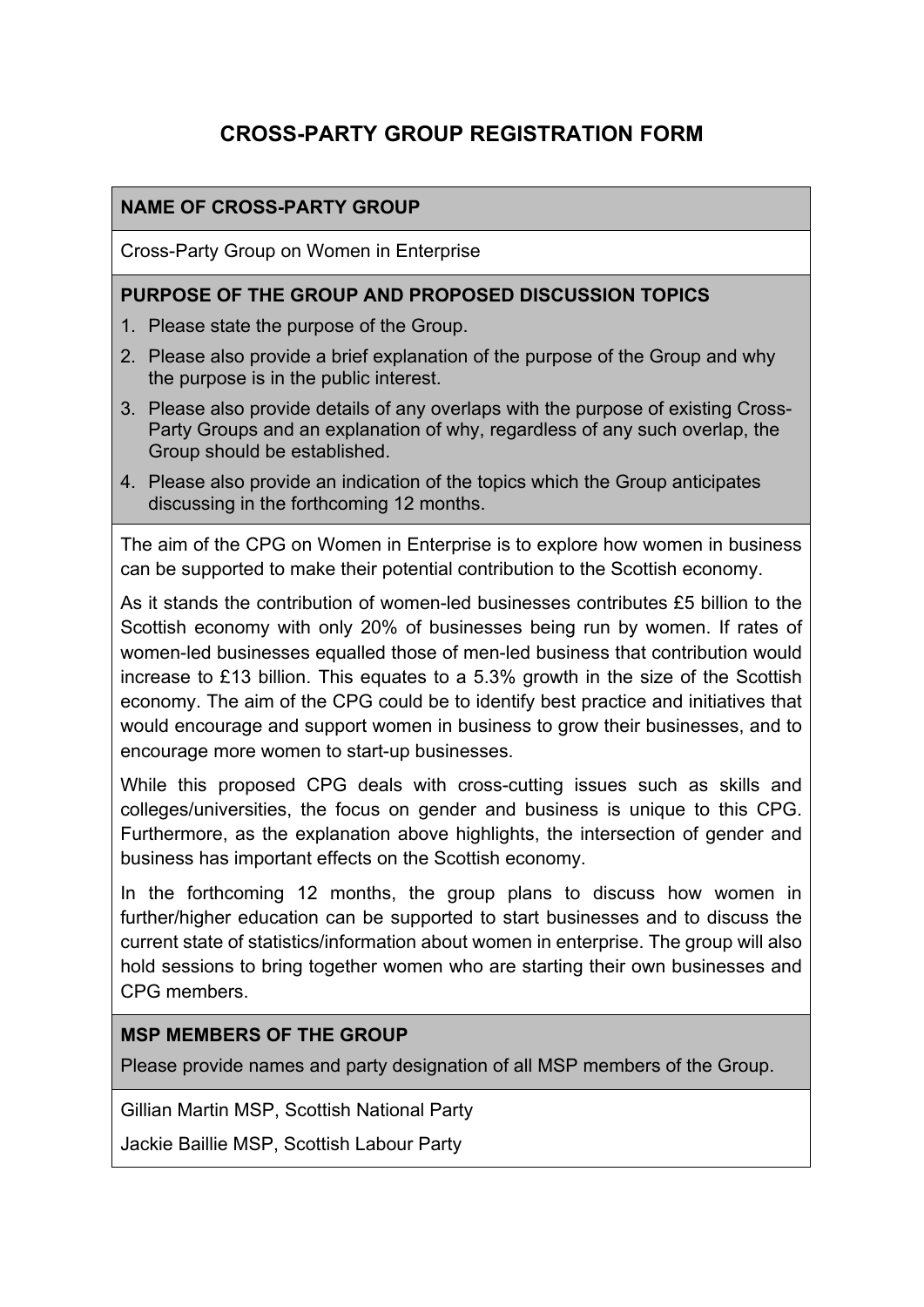# CROSS-PARTY GROUP REGISTRATION FORM

## NAME OF CROSS-PARTY GROUP

Cross-Party Group on Women in Enterprise

## PURPOSE OF THE GROUP AND PROPOSED DISCUSSION TOPICS

1. Please state the purpose of the Group.
2. Please also provide a brief explanation of the purpose of the Group and why the purpose is in the public interest.
3. Please also provide details of any overlaps with the purpose of existing Cross-Party Groups and an explanation of why, regardless of any such overlap, the Group should be established.
4. Please also provide an indication of the topics which the Group anticipates discussing in the forthcoming 12 months.

The aim of the CPG on Women in Enterprise is to explore how women in business can be supported to make their potential contribution to the Scottish economy.

As it stands the contribution of women-led businesses contributes £5 billion to the Scottish economy with only 20% of businesses being run by women. If rates of women-led businesses equalled those of men-led business that contribution would increase to £13 billion. This equates to a 5.3% growth in the size of the Scottish economy. The aim of the CPG could be to identify best practice and initiatives that would encourage and support women in business to grow their businesses, and to encourage more women to start-up businesses.

While this proposed CPG deals with cross-cutting issues such as skills and colleges/universities, the focus on gender and business is unique to this CPG. Furthermore, as the explanation above highlights, the intersection of gender and business has important effects on the Scottish economy.

In the forthcoming 12 months, the group plans to discuss how women in further/higher education can be supported to start businesses and to discuss the current state of statistics/information about women in enterprise. The group will also hold sessions to bring together women who are starting their own businesses and CPG members.

## MSP MEMBERS OF THE GROUP

Please provide names and party designation of all MSP members of the Group.

Gillian Martin MSP, Scottish National Party

Jackie Baillie MSP, Scottish Labour Party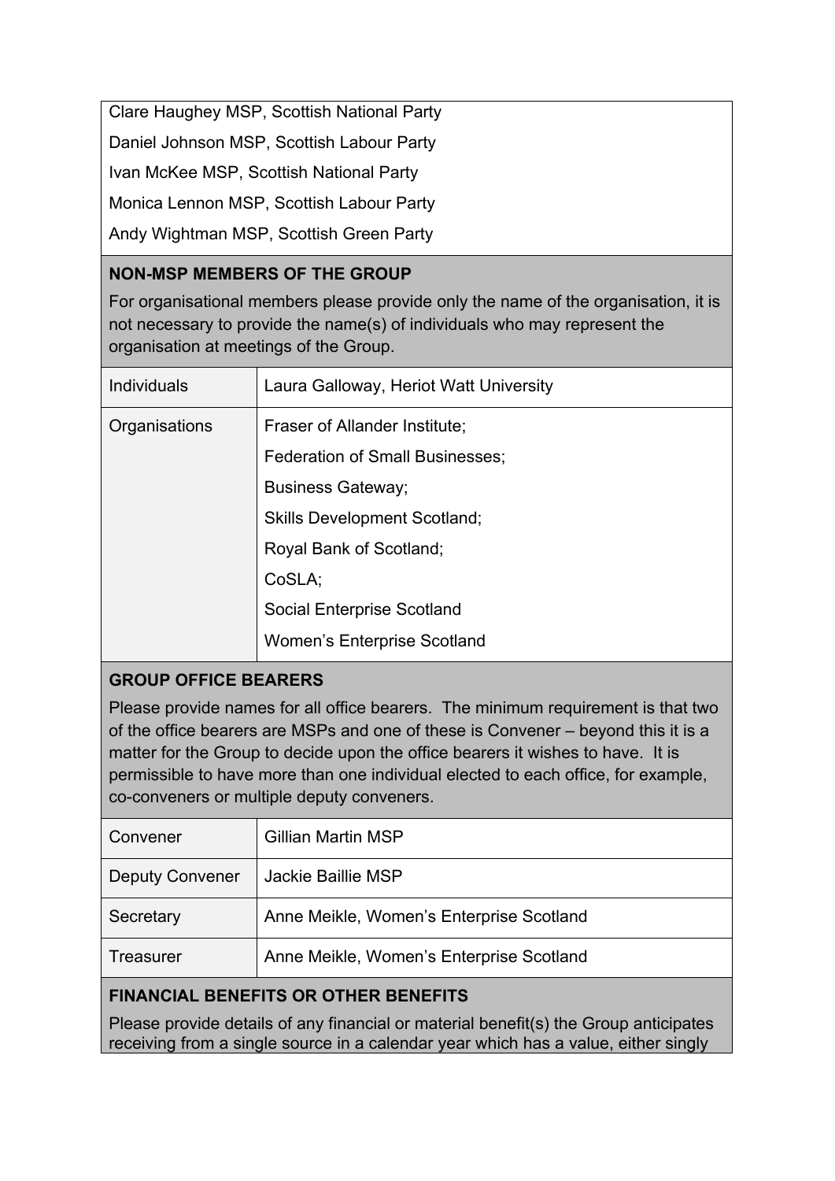Clare Haughey MSP, Scottish National Party

Daniel Johnson MSP, Scottish Labour Party

Ivan McKee MSP, Scottish National Party

Monica Lennon MSP, Scottish Labour Party

Andy Wightman MSP, Scottish Green Party

**NON-MSP MEMBERS OF THE GROUP**

For organisational members please provide only the name of the organisation, it is not necessary to provide the name(s) of individuals who may represent the organisation at meetings of the Group.

| | |
|---|---|
| Individuals | Laura Galloway, Heriot Watt University |
| Organisations | Fraser of Allander Institute;<br>Federation of Small Businesses;<br>Business Gateway;<br>Skills Development Scotland;<br>Royal Bank of Scotland;<br>CoSLA;<br>Social Enterprise Scotland<br>Women's Enterprise Scotland |

**GROUP OFFICE BEARERS**

Please provide names for all office bearers. The minimum requirement is that two of the office bearers are MSPs and one of these is Convener – beyond this it is a matter for the Group to decide upon the office bearers it wishes to have. It is permissible to have more than one individual elected to each office, for example, co-conveners or multiple deputy conveners.

| | |
|---|---|
| Convener | Gillian Martin MSP |
| Deputy Convener | Jackie Baillie MSP |
| Secretary | Anne Meikle, Women's Enterprise Scotland |
| Treasurer | Anne Meikle, Women's Enterprise Scotland |

**FINANCIAL BENEFITS OR OTHER BENEFITS**

Please provide details of any financial or material benefit(s) the Group anticipates receiving from a single source in a calendar year which has a value, either singly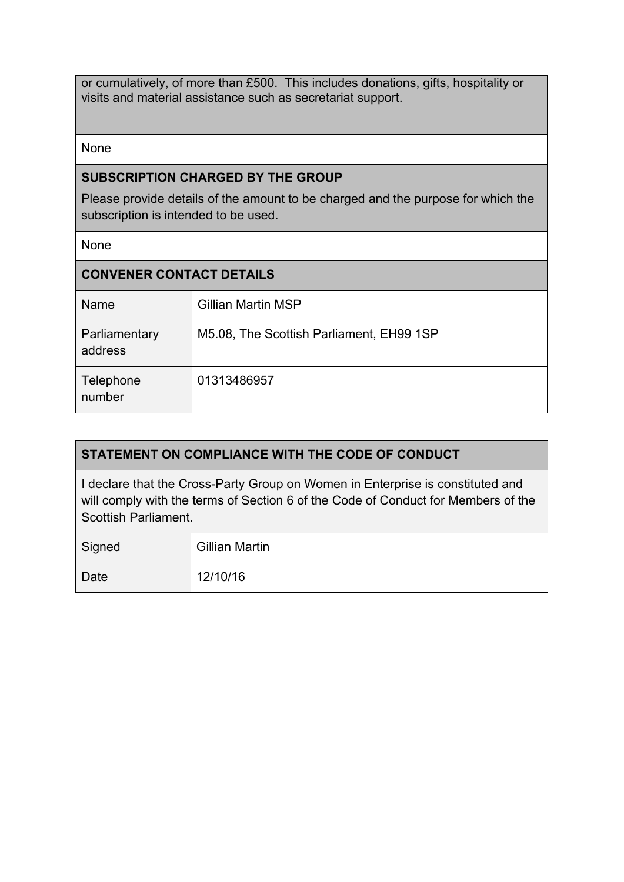or cumulatively, of more than £500. This includes donations, gifts, hospitality or visits and material assistance such as secretariat support.

None

**SUBSCRIPTION CHARGED BY THE GROUP**

Please provide details of the amount to be charged and the purpose for which the subscription is intended to be used.

None

**CONVENER CONTACT DETAILS**

| | |
|---|---|
| Name | Gillian Martin MSP |
| Parliamentary address | M5.08, The Scottish Parliament, EH99 1SP |
| Telephone number | 01313486957 |

**STATEMENT ON COMPLIANCE WITH THE CODE OF CONDUCT**

I declare that the Cross-Party Group on Women in Enterprise is constituted and will comply with the terms of Section 6 of the Code of Conduct for Members of the Scottish Parliament.

| | |
|---|---|
| Signed | Gillian Martin |
| Date | 12/10/16 |